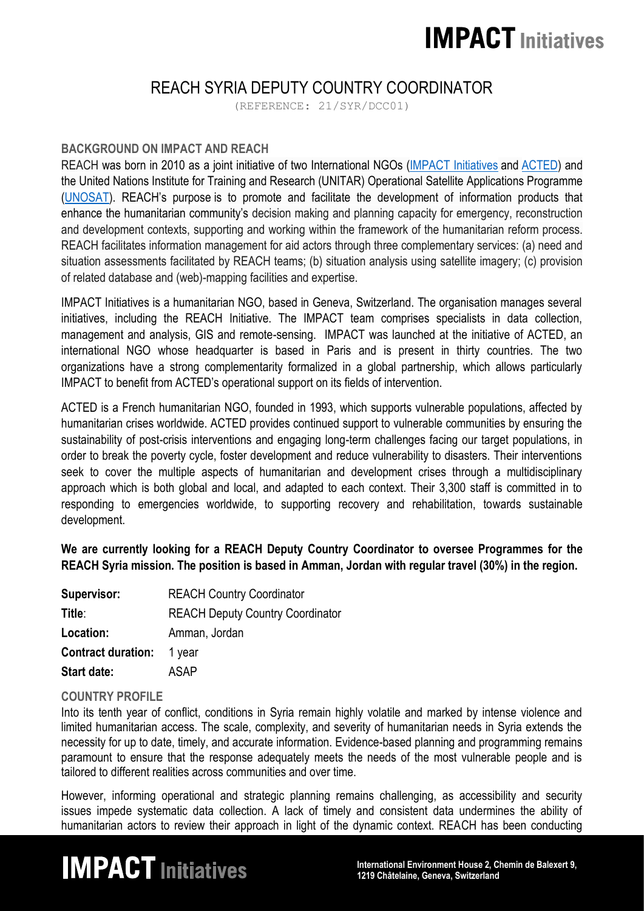# REACH SYRIA DEPUTY COUNTRY COORDINATOR

(REFERENCE: 21/SYR/DCC01)

## BACKGROUND ON IMPACT AND REACH

REACH was born in 2010 as a joint initiative of two International NGOs (IMPACT Initiatives and ACTED) and the United Nations Institute for Training and Research (UNITAR) Operational Satellite Applications Programme (UNOSAT). REACH's purpose is to promote and facilitate the development of information products that enhance the humanitarian community's decision making and planning capacity for emergency, reconstruction and development contexts, supporting and working within the framework of the humanitarian reform process. REACH facilitates information management for aid actors through three complementary services: (a) need and situation assessments facilitated by REACH teams; (b) situation analysis using satellite imagery; (c) provision of related database and (web)-mapping facilities and expertise.

IMPACT Initiatives is a humanitarian NGO, based in Geneva, Switzerland. The organisation manages several initiatives, including the REACH Initiative. The IMPACT team comprises specialists in data collection, management and analysis, GIS and remote-sensing. IMPACT was launched at the initiative of ACTED, an international NGO whose headquarter is based in Paris and is present in thirty countries. The two organizations have a strong complementarity formalized in a global partnership, which allows particularly IMPACT to benefit from ACTED's operational support on its fields of intervention.

ACTED is a French humanitarian NGO, founded in 1993, which supports vulnerable populations, affected by humanitarian crises worldwide. ACTED provides continued support to vulnerable communities by ensuring the sustainability of post-crisis interventions and engaging long-term challenges facing our target populations, in order to break the poverty cycle, foster development and reduce vulnerability to disasters. Their interventions seek to cover the multiple aspects of humanitarian and development crises through a multidisciplinary approach which is both global and local, and adapted to each context. Their 3,300 staff is committed in to responding to emergencies worldwide, to supporting recovery and rehabilitation, towards sustainable development.

**We are currently looking for a REACH Deputy Country Coordinator to oversee Programmes for the REACH Syria mission. The position is based in Amman, Jordan with regular travel (30%) in the region.**

| | |
|---|---|
| **Supervisor:** | REACH Country Coordinator |
| **Title**: | REACH Deputy Country Coordinator |
| **Location:** | Amman, Jordan |
| **Contract duration:** | 1 year |
| **Start date:** | ASAP |

## COUNTRY PROFILE

Into its tenth year of conflict, conditions in Syria remain highly volatile and marked by intense violence and limited humanitarian access. The scale, complexity, and severity of humanitarian needs in Syria extends the necessity for up to date, timely, and accurate information. Evidence-based planning and programming remains paramount to ensure that the response adequately meets the needs of the most vulnerable people and is tailored to different realities across communities and over time.

However, informing operational and strategic planning remains challenging, as accessibility and security issues impede systematic data collection. A lack of timely and consistent data undermines the ability of humanitarian actors to review their approach in light of the dynamic context. REACH has been conducting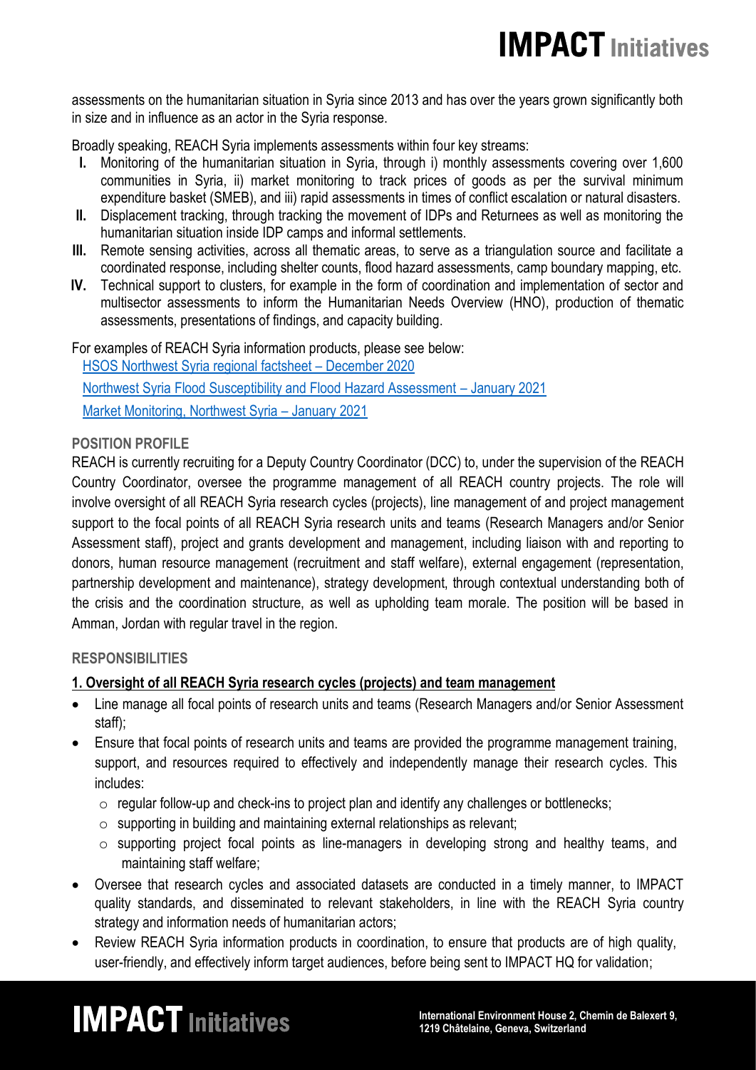assessments on the humanitarian situation in Syria since 2013 and has over the years grown significantly both in size and in influence as an actor in the Syria response.

Broadly speaking, REACH Syria implements assessments within four key streams:

I. Monitoring of the humanitarian situation in Syria, through i) monthly assessments covering over 1,600 communities in Syria, ii) market monitoring to track prices of goods as per the survival minimum expenditure basket (SMEB), and iii) rapid assessments in times of conflict escalation or natural disasters.
II. Displacement tracking, through tracking the movement of IDPs and Returnees as well as monitoring the humanitarian situation inside IDP camps and informal settlements.
III. Remote sensing activities, across all thematic areas, to serve as a triangulation source and facilitate a coordinated response, including shelter counts, flood hazard assessments, camp boundary mapping, etc.
IV. Technical support to clusters, for example in the form of coordination and implementation of sector and multisector assessments to inform the Humanitarian Needs Overview (HNO), production of thematic assessments, presentations of findings, and capacity building.

For examples of REACH Syria information products, please see below:

HSOS Northwest Syria regional factsheet – December 2020

Northwest Syria Flood Susceptibility and Flood Hazard Assessment – January 2021

Market Monitoring, Northwest Syria – January 2021

## POSITION PROFILE

REACH is currently recruiting for a Deputy Country Coordinator (DCC) to, under the supervision of the REACH Country Coordinator, oversee the programme management of all REACH country projects. The role will involve oversight of all REACH Syria research cycles (projects), line management of and project management support to the focal points of all REACH Syria research units and teams (Research Managers and/or Senior Assessment staff), project and grants development and management, including liaison with and reporting to donors, human resource management (recruitment and staff welfare), external engagement (representation, partnership development and maintenance), strategy development, through contextual understanding both of the crisis and the coordination structure, as well as upholding team morale. The position will be based in Amman, Jordan with regular travel in the region.

## RESPONSIBILITIES

### 1. Oversight of all REACH Syria research cycles (projects) and team management

- Line manage all focal points of research units and teams (Research Managers and/or Senior Assessment staff);
- Ensure that focal points of research units and teams are provided the programme management training, support, and resources required to effectively and independently manage their research cycles. This includes:
  - regular follow-up and check-ins to project plan and identify any challenges or bottlenecks;
  - supporting in building and maintaining external relationships as relevant;
  - supporting project focal points as line-managers in developing strong and healthy teams, and maintaining staff welfare;
- Oversee that research cycles and associated datasets are conducted in a timely manner, to IMPACT quality standards, and disseminated to relevant stakeholders, in line with the REACH Syria country strategy and information needs of humanitarian actors;
- Review REACH Syria information products in coordination, to ensure that products are of high quality, user-friendly, and effectively inform target audiences, before being sent to IMPACT HQ for validation;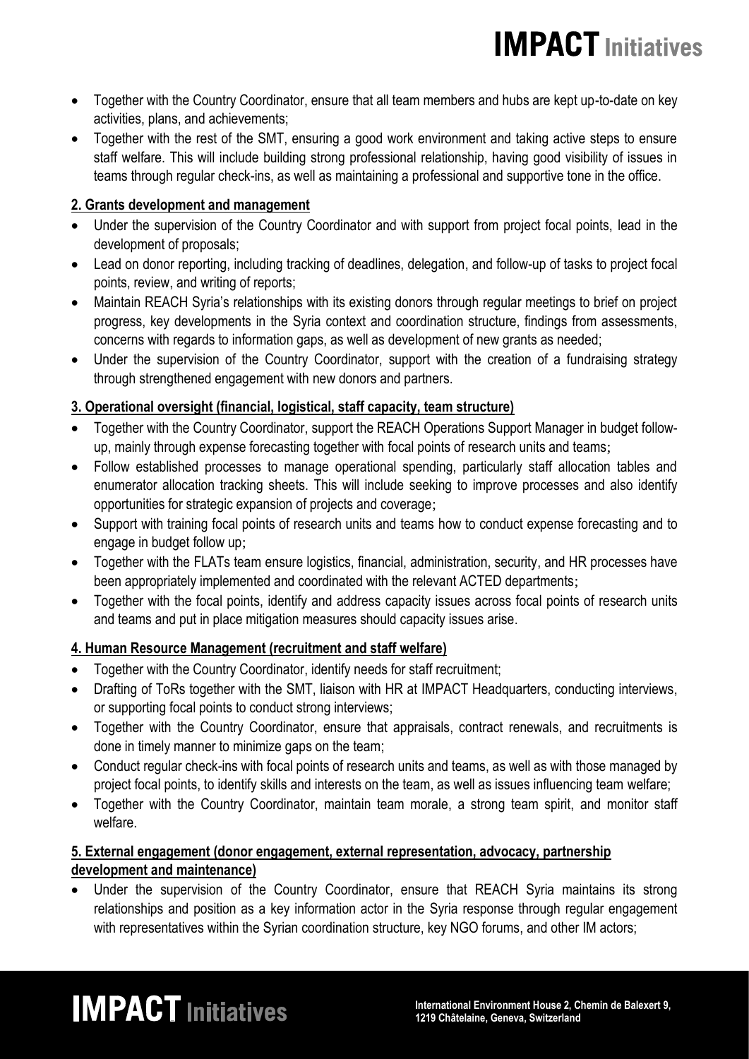- Together with the Country Coordinator, ensure that all team members and hubs are kept up-to-date on key activities, plans, and achievements;
- Together with the rest of the SMT, ensuring a good work environment and taking active steps to ensure staff welfare. This will include building strong professional relationship, having good visibility of issues in teams through regular check-ins, as well as maintaining a professional and supportive tone in the office.

**2. Grants development and management**

- Under the supervision of the Country Coordinator and with support from project focal points, lead in the development of proposals;
- Lead on donor reporting, including tracking of deadlines, delegation, and follow-up of tasks to project focal points, review, and writing of reports;
- Maintain REACH Syria's relationships with its existing donors through regular meetings to brief on project progress, key developments in the Syria context and coordination structure, findings from assessments, concerns with regards to information gaps, as well as development of new grants as needed;
- Under the supervision of the Country Coordinator, support with the creation of a fundraising strategy through strengthened engagement with new donors and partners.

**3. Operational oversight (financial, logistical, staff capacity, team structure)**

- Together with the Country Coordinator, support the REACH Operations Support Manager in budget follow-up, mainly through expense forecasting together with focal points of research units and teams;
- Follow established processes to manage operational spending, particularly staff allocation tables and enumerator allocation tracking sheets. This will include seeking to improve processes and also identify opportunities for strategic expansion of projects and coverage;
- Support with training focal points of research units and teams how to conduct expense forecasting and to engage in budget follow up;
- Together with the FLATs team ensure logistics, financial, administration, security, and HR processes have been appropriately implemented and coordinated with the relevant ACTED departments;
- Together with the focal points, identify and address capacity issues across focal points of research units and teams and put in place mitigation measures should capacity issues arise.

**4. Human Resource Management (recruitment and staff welfare)**

- Together with the Country Coordinator, identify needs for staff recruitment;
- Drafting of ToRs together with the SMT, liaison with HR at IMPACT Headquarters, conducting interviews, or supporting focal points to conduct strong interviews;
- Together with the Country Coordinator, ensure that appraisals, contract renewals, and recruitments is done in timely manner to minimize gaps on the team;
- Conduct regular check-ins with focal points of research units and teams, as well as with those managed by project focal points, to identify skills and interests on the team, as well as issues influencing team welfare;
- Together with the Country Coordinator, maintain team morale, a strong team spirit, and monitor staff welfare.

**5. External engagement (donor engagement, external representation, advocacy, partnership development and maintenance)**

- Under the supervision of the Country Coordinator, ensure that REACH Syria maintains its strong relationships and position as a key information actor in the Syria response through regular engagement with representatives within the Syrian coordination structure, key NGO forums, and other IM actors;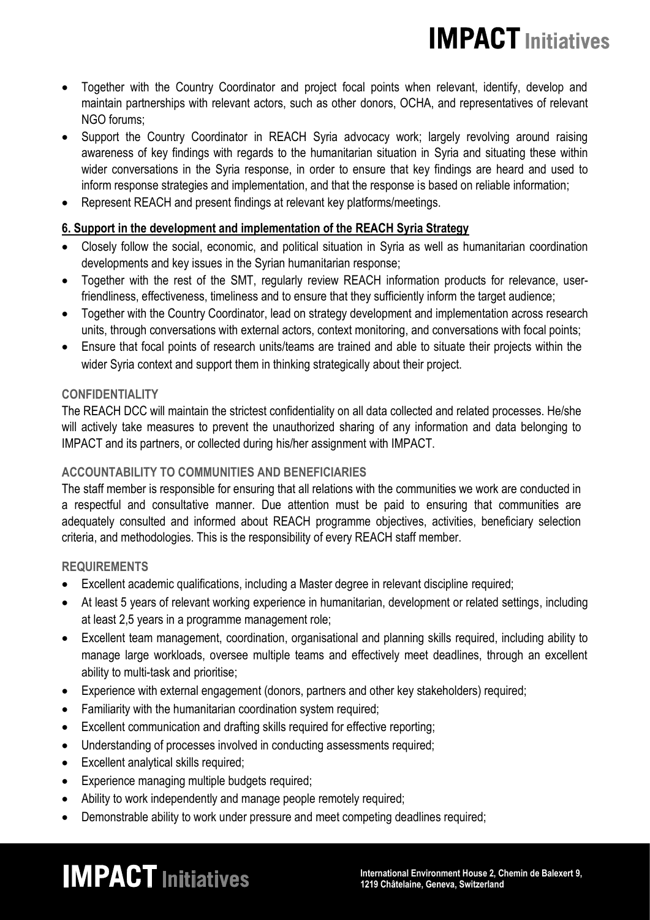- Together with the Country Coordinator and project focal points when relevant, identify, develop and maintain partnerships with relevant actors, such as other donors, OCHA, and representatives of relevant NGO forums;
- Support the Country Coordinator in REACH Syria advocacy work; largely revolving around raising awareness of key findings with regards to the humanitarian situation in Syria and situating these within wider conversations in the Syria response, in order to ensure that key findings are heard and used to inform response strategies and implementation, and that the response is based on reliable information;
- Represent REACH and present findings at relevant key platforms/meetings.

**6. Support in the development and implementation of the REACH Syria Strategy**

- Closely follow the social, economic, and political situation in Syria as well as humanitarian coordination developments and key issues in the Syrian humanitarian response;
- Together with the rest of the SMT, regularly review REACH information products for relevance, user-friendliness, effectiveness, timeliness and to ensure that they sufficiently inform the target audience;
- Together with the Country Coordinator, lead on strategy development and implementation across research units, through conversations with external actors, context monitoring, and conversations with focal points;
- Ensure that focal points of research units/teams are trained and able to situate their projects within the wider Syria context and support them in thinking strategically about their project.

**CONFIDENTIALITY**

The REACH DCC will maintain the strictest confidentiality on all data collected and related processes. He/she will actively take measures to prevent the unauthorized sharing of any information and data belonging to IMPACT and its partners, or collected during his/her assignment with IMPACT.

**ACCOUNTABILITY TO COMMUNITIES AND BENEFICIARIES**

The staff member is responsible for ensuring that all relations with the communities we work are conducted in a respectful and consultative manner. Due attention must be paid to ensuring that communities are adequately consulted and informed about REACH programme objectives, activities, beneficiary selection criteria, and methodologies. This is the responsibility of every REACH staff member.

**REQUIREMENTS**

- Excellent academic qualifications, including a Master degree in relevant discipline required;
- At least 5 years of relevant working experience in humanitarian, development or related settings, including at least 2,5 years in a programme management role;
- Excellent team management, coordination, organisational and planning skills required, including ability to manage large workloads, oversee multiple teams and effectively meet deadlines, through an excellent ability to multi-task and prioritise;
- Experience with external engagement (donors, partners and other key stakeholders) required;
- Familiarity with the humanitarian coordination system required;
- Excellent communication and drafting skills required for effective reporting;
- Understanding of processes involved in conducting assessments required;
- Excellent analytical skills required;
- Experience managing multiple budgets required;
- Ability to work independently and manage people remotely required;
- Demonstrable ability to work under pressure and meet competing deadlines required;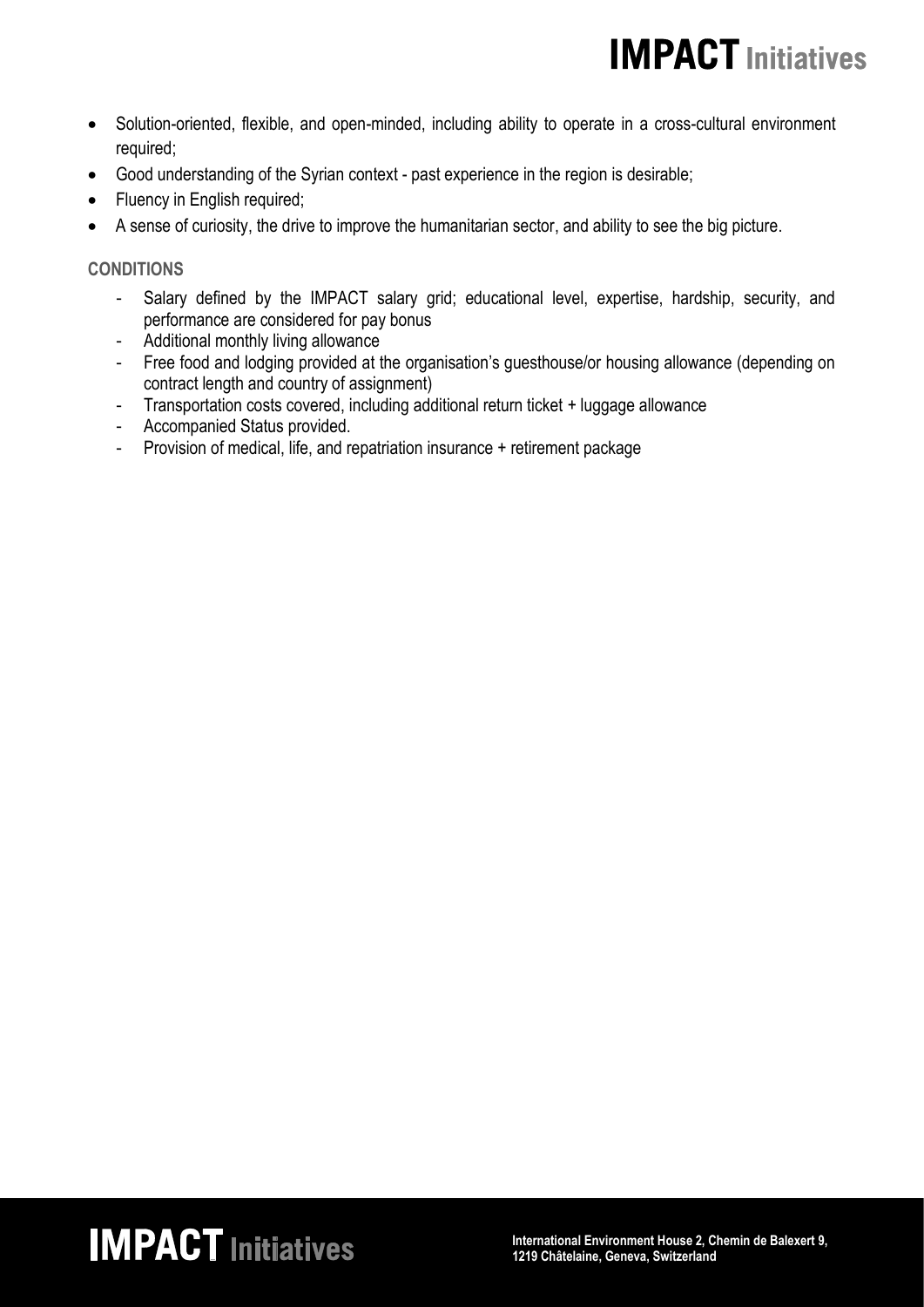- Solution-oriented, flexible, and open-minded, including ability to operate in a cross-cultural environment required;
- Good understanding of the Syrian context - past experience in the region is desirable;
- Fluency in English required;
- A sense of curiosity, the drive to improve the humanitarian sector, and ability to see the big picture.

### CONDITIONS

- Salary defined by the IMPACT salary grid; educational level, expertise, hardship, security, and performance are considered for pay bonus
- Additional monthly living allowance
- Free food and lodging provided at the organisation's guesthouse/or housing allowance (depending on contract length and country of assignment)
- Transportation costs covered, including additional return ticket + luggage allowance
- Accompanied Status provided.
- Provision of medical, life, and repatriation insurance + retirement package